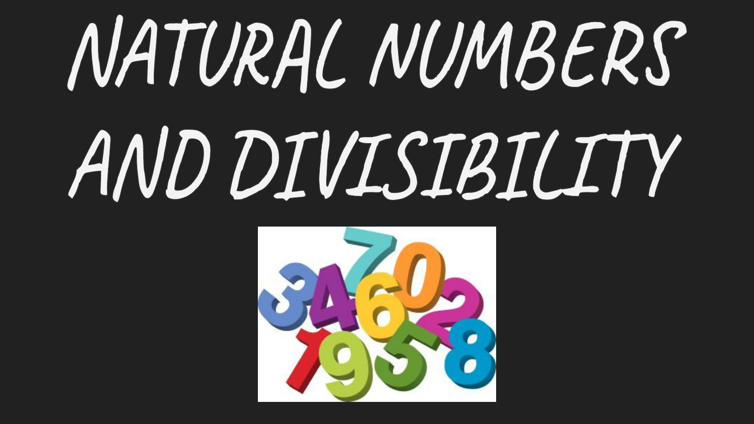# NATURAL NUMBERS AND DIVISIBILITY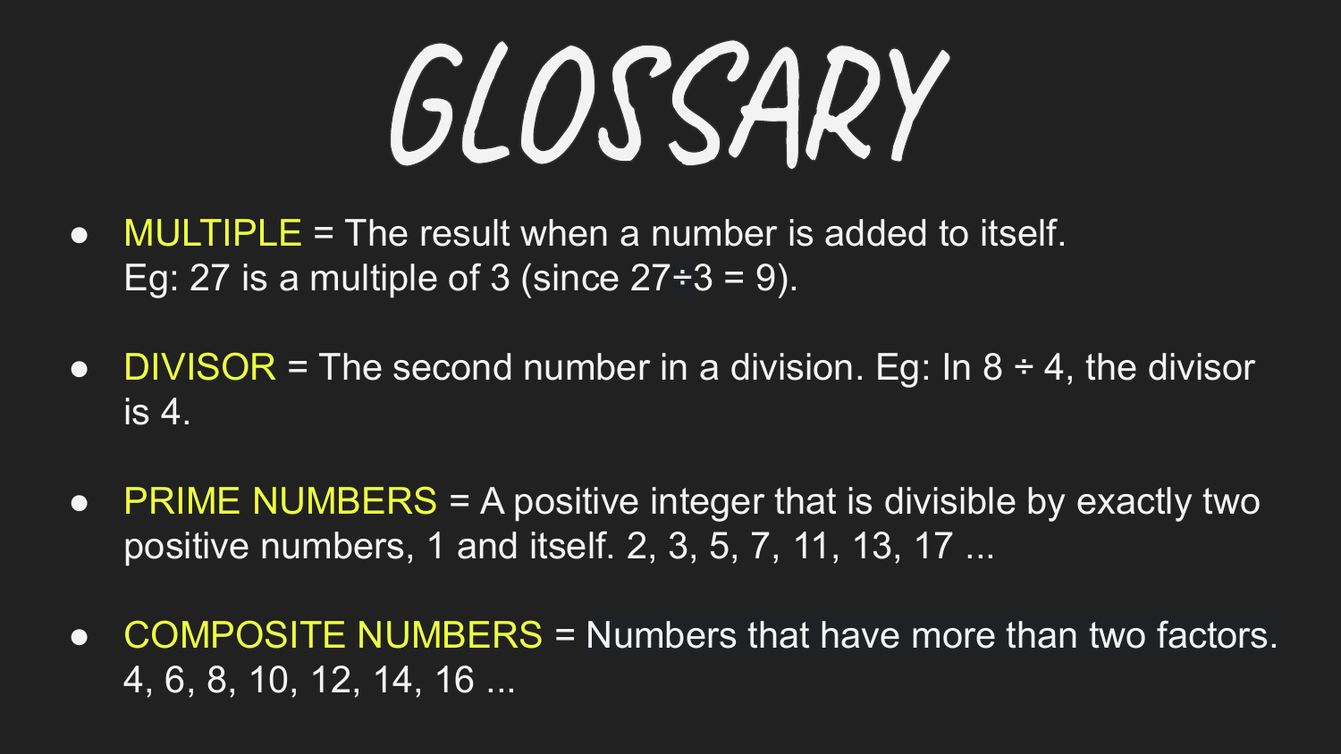# GLOSSARY

- MULTIPLE = The result when a number is added to itself.
  Eg: 27 is a multiple of 3 (since $27 \div 3 = 9$).

- DIVISOR = The second number in a division. Eg: In $8 \div 4$, the divisor is 4.

- PRIME NUMBERS = A positive integer that is divisible by exactly two positive numbers, 1 and itself. 2, 3, 5, 7, 11, 13, 17 ...

- COMPOSITE NUMBERS = Numbers that have more than two factors.
  4, 6, 8, 10, 12, 14, 16 ...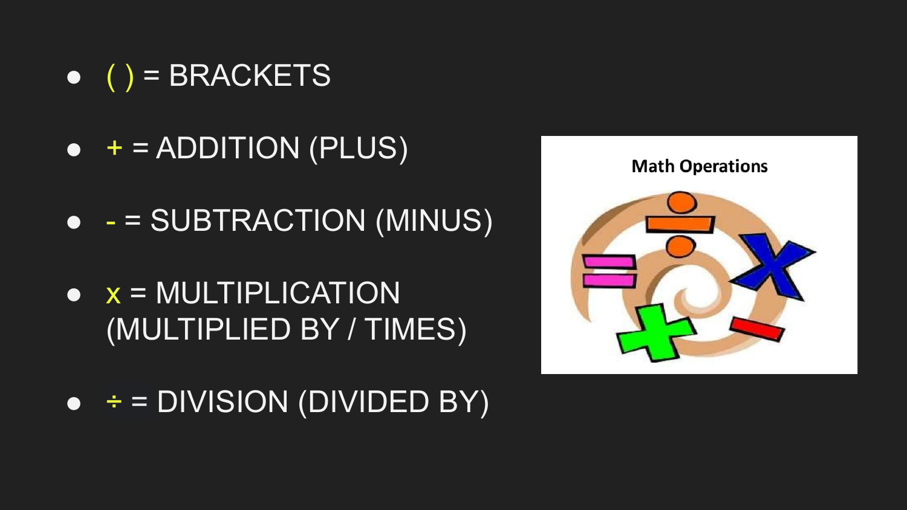- ( ) = BRACKETS
- + = ADDITION (PLUS)
- - = SUBTRACTION (MINUS)
- x = MULTIPLICATION (MULTIPLIED BY / TIMES)
- ÷ = DIVISION (DIVIDED BY)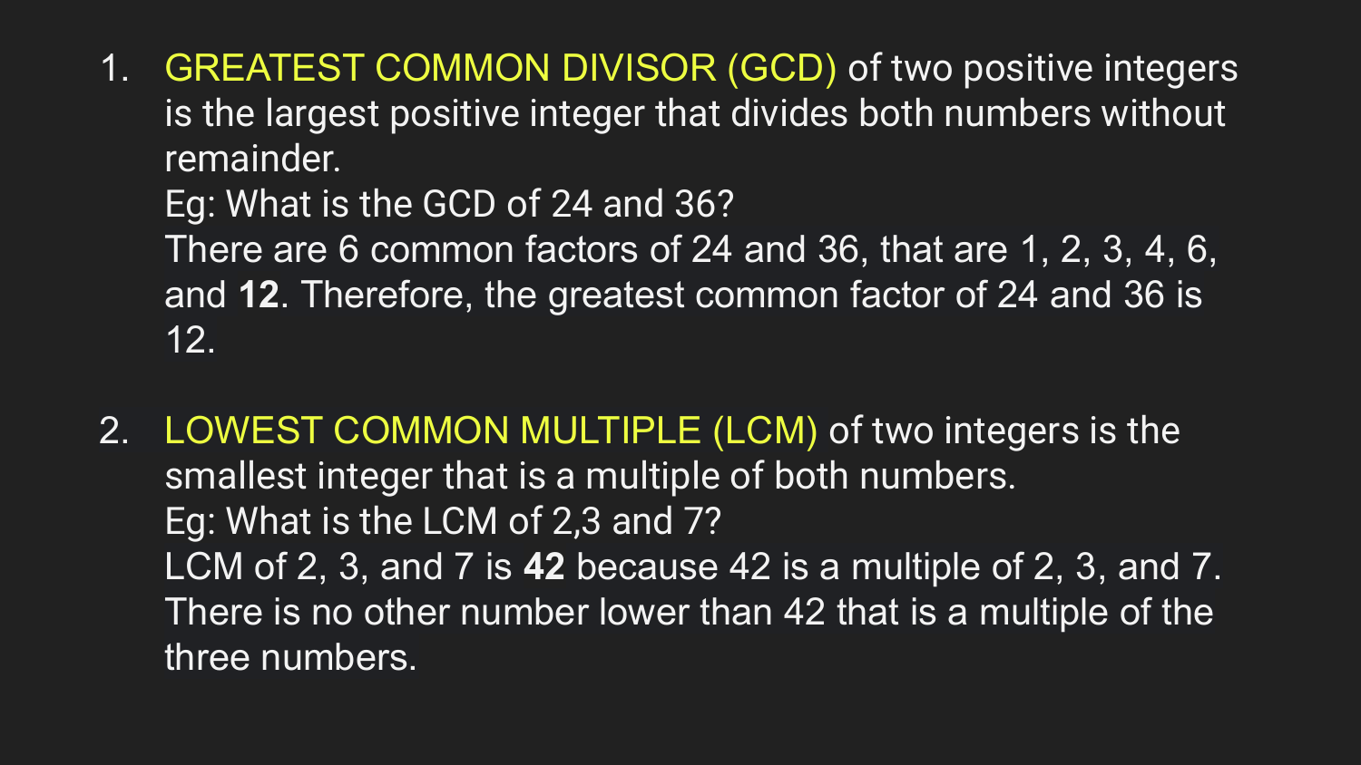1. GREATEST COMMON DIVISOR (GCD) of two positive integers is the largest positive integer that divides both numbers without remainder.
   Eg: What is the GCD of 24 and 36?
   There are 6 common factors of 24 and 36, that are 1, 2, 3, 4, 6, and **12**. Therefore, the greatest common factor of 24 and 36 is 12.

2. LOWEST COMMON MULTIPLE (LCM) of two integers is the smallest integer that is a multiple of both numbers.
   Eg: What is the LCM of 2,3 and 7?
   LCM of 2, 3, and 7 is **42** because 42 is a multiple of 2, 3, and 7. There is no other number lower than 42 that is a multiple of the three numbers.